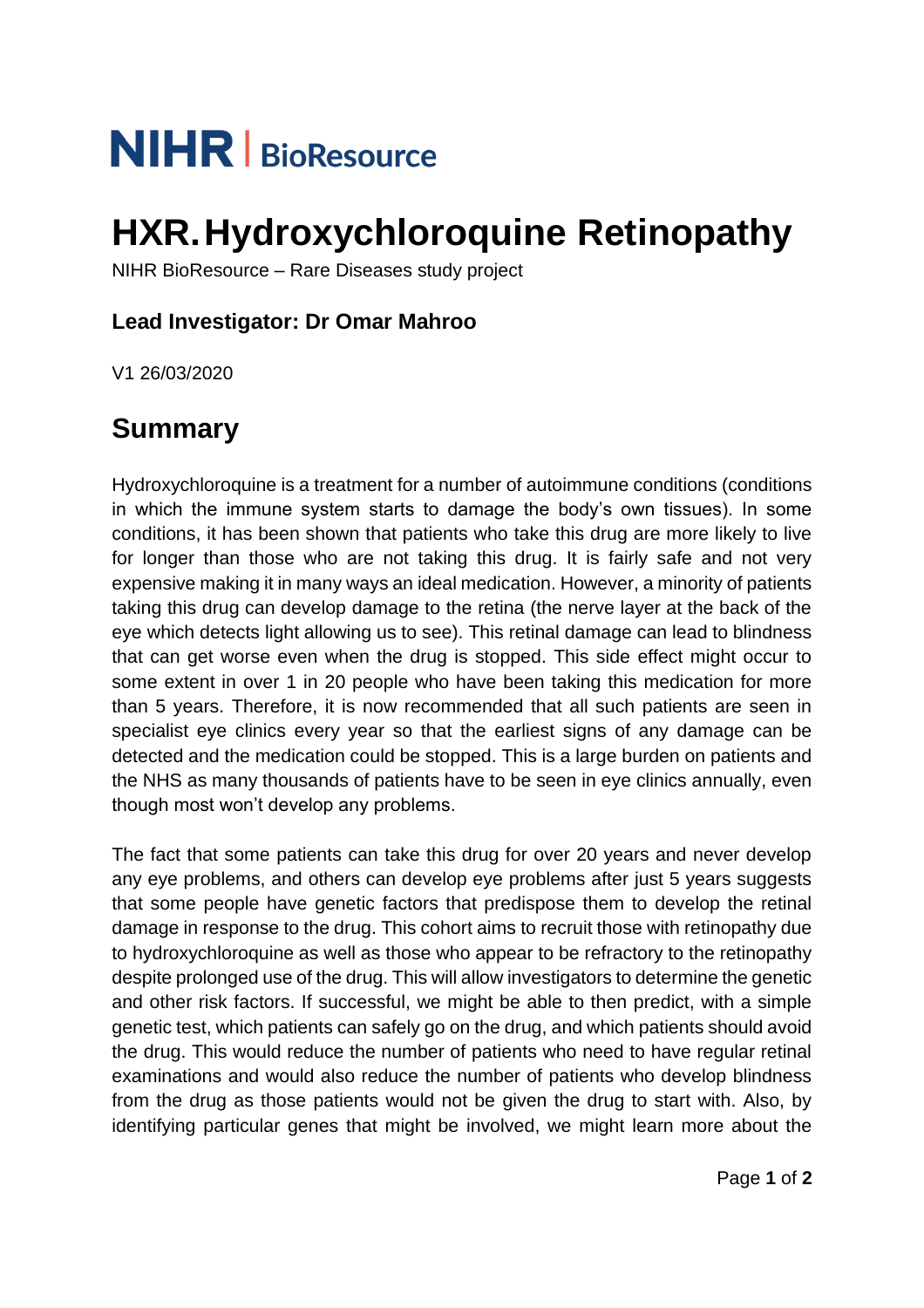NIHR | BioResource

# HXR. Hydroxychloroquine Retinopathy

NIHR BioResource – Rare Diseases study project

### Lead Investigator: Dr Omar Mahroo

V1 26/03/2020

## Summary

Hydroxychloroquine is a treatment for a number of autoimmune conditions (conditions in which the immune system starts to damage the body's own tissues). In some conditions, it has been shown that patients who take this drug are more likely to live for longer than those who are not taking this drug. It is fairly safe and not very expensive making it in many ways an ideal medication. However, a minority of patients taking this drug can develop damage to the retina (the nerve layer at the back of the eye which detects light allowing us to see). This retinal damage can lead to blindness that can get worse even when the drug is stopped. This side effect might occur to some extent in over 1 in 20 people who have been taking this medication for more than 5 years. Therefore, it is now recommended that all such patients are seen in specialist eye clinics every year so that the earliest signs of any damage can be detected and the medication could be stopped. This is a large burden on patients and the NHS as many thousands of patients have to be seen in eye clinics annually, even though most won't develop any problems.

The fact that some patients can take this drug for over 20 years and never develop any eye problems, and others can develop eye problems after just 5 years suggests that some people have genetic factors that predispose them to develop the retinal damage in response to the drug. This cohort aims to recruit those with retinopathy due to hydroxychloroquine as well as those who appear to be refractory to the retinopathy despite prolonged use of the drug. This will allow investigators to determine the genetic and other risk factors. If successful, we might be able to then predict, with a simple genetic test, which patients can safely go on the drug, and which patients should avoid the drug. This would reduce the number of patients who need to have regular retinal examinations and would also reduce the number of patients who develop blindness from the drug as those patients would not be given the drug to start with. Also, by identifying particular genes that might be involved, we might learn more about the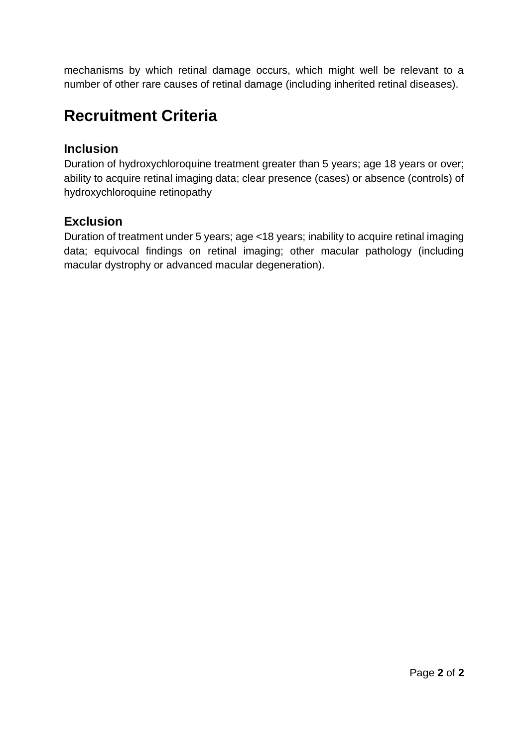mechanisms by which retinal damage occurs, which might well be relevant to a number of other rare causes of retinal damage (including inherited retinal diseases).

# Recruitment Criteria

## Inclusion

Duration of hydroxychloroquine treatment greater than 5 years; age 18 years or over; ability to acquire retinal imaging data; clear presence (cases) or absence (controls) of hydroxychloroquine retinopathy

## Exclusion

Duration of treatment under 5 years; age <18 years; inability to acquire retinal imaging data; equivocal findings on retinal imaging; other macular pathology (including macular dystrophy or advanced macular degeneration).